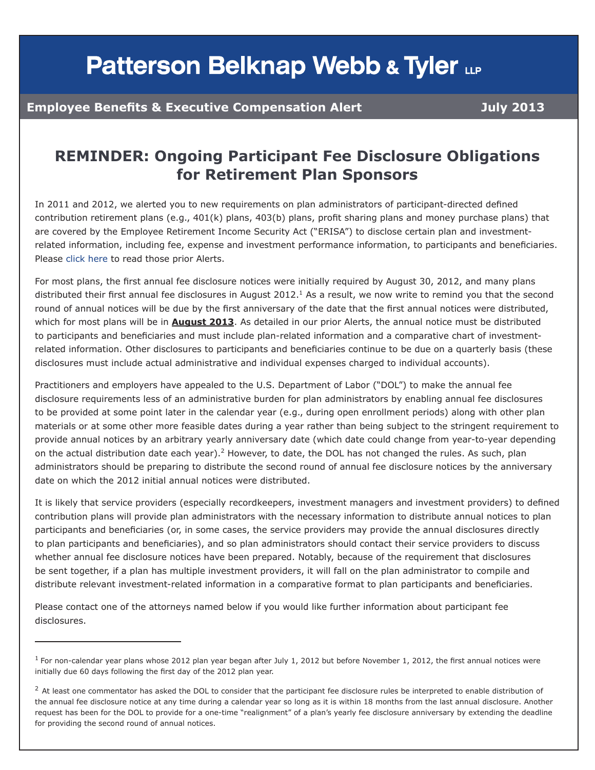# Patterson Belknap Webb & Tyler LLP

**Employee Benefits & Executive Compensation Alert** **July 2013**

## REMINDER: Ongoing Participant Fee Disclosure Obligations for Retirement Plan Sponsors

In 2011 and 2012, we alerted you to new requirements on plan administrators of participant-directed defined contribution retirement plans (e.g., 401(k) plans, 403(b) plans, profit sharing plans and money purchase plans) that are covered by the Employee Retirement Income Security Act ("ERISA") to disclose certain plan and investment-related information, including fee, expense and investment performance information, to participants and beneficiaries. Please click here to read those prior Alerts.

For most plans, the first annual fee disclosure notices were initially required by August 30, 2012, and many plans distributed their first annual fee disclosures in August 2012.[1] As a result, we now write to remind you that the second round of annual notices will be due by the first anniversary of the date that the first annual notices were distributed, which for most plans will be in **August 2013**. As detailed in our prior Alerts, the annual notice must be distributed to participants and beneficiaries and must include plan-related information and a comparative chart of investment-related information. Other disclosures to participants and beneficiaries continue to be due on a quarterly basis (these disclosures must include actual administrative and individual expenses charged to individual accounts).

Practitioners and employers have appealed to the U.S. Department of Labor ("DOL") to make the annual fee disclosure requirements less of an administrative burden for plan administrators by enabling annual fee disclosures to be provided at some point later in the calendar year (e.g., during open enrollment periods) along with other plan materials or at some other more feasible dates during a year rather than being subject to the stringent requirement to provide annual notices by an arbitrary yearly anniversary date (which date could change from year-to-year depending on the actual distribution date each year).[2] However, to date, the DOL has not changed the rules. As such, plan administrators should be preparing to distribute the second round of annual fee disclosure notices by the anniversary date on which the 2012 initial annual notices were distributed.

It is likely that service providers (especially recordkeepers, investment managers and investment providers) to defined contribution plans will provide plan administrators with the necessary information to distribute annual notices to plan participants and beneficiaries (or, in some cases, the service providers may provide the annual disclosures directly to plan participants and beneficiaries), and so plan administrators should contact their service providers to discuss whether annual fee disclosure notices have been prepared. Notably, because of the requirement that disclosures be sent together, if a plan has multiple investment providers, it will fall on the plan administrator to compile and distribute relevant investment-related information in a comparative format to plan participants and beneficiaries.

Please contact one of the attorneys named below if you would like further information about participant fee disclosures.

---

[1] For non-calendar year plans whose 2012 plan year began after July 1, 2012 but before November 1, 2012, the first annual notices were initially due 60 days following the first day of the 2012 plan year.

[2] At least one commentator has asked the DOL to consider that the participant fee disclosure rules be interpreted to enable distribution of the annual fee disclosure notice at any time during a calendar year so long as it is within 18 months from the last annual disclosure. Another request has been for the DOL to provide for a one-time "realignment" of a plan's yearly fee disclosure anniversary by extending the deadline for providing the second round of annual notices.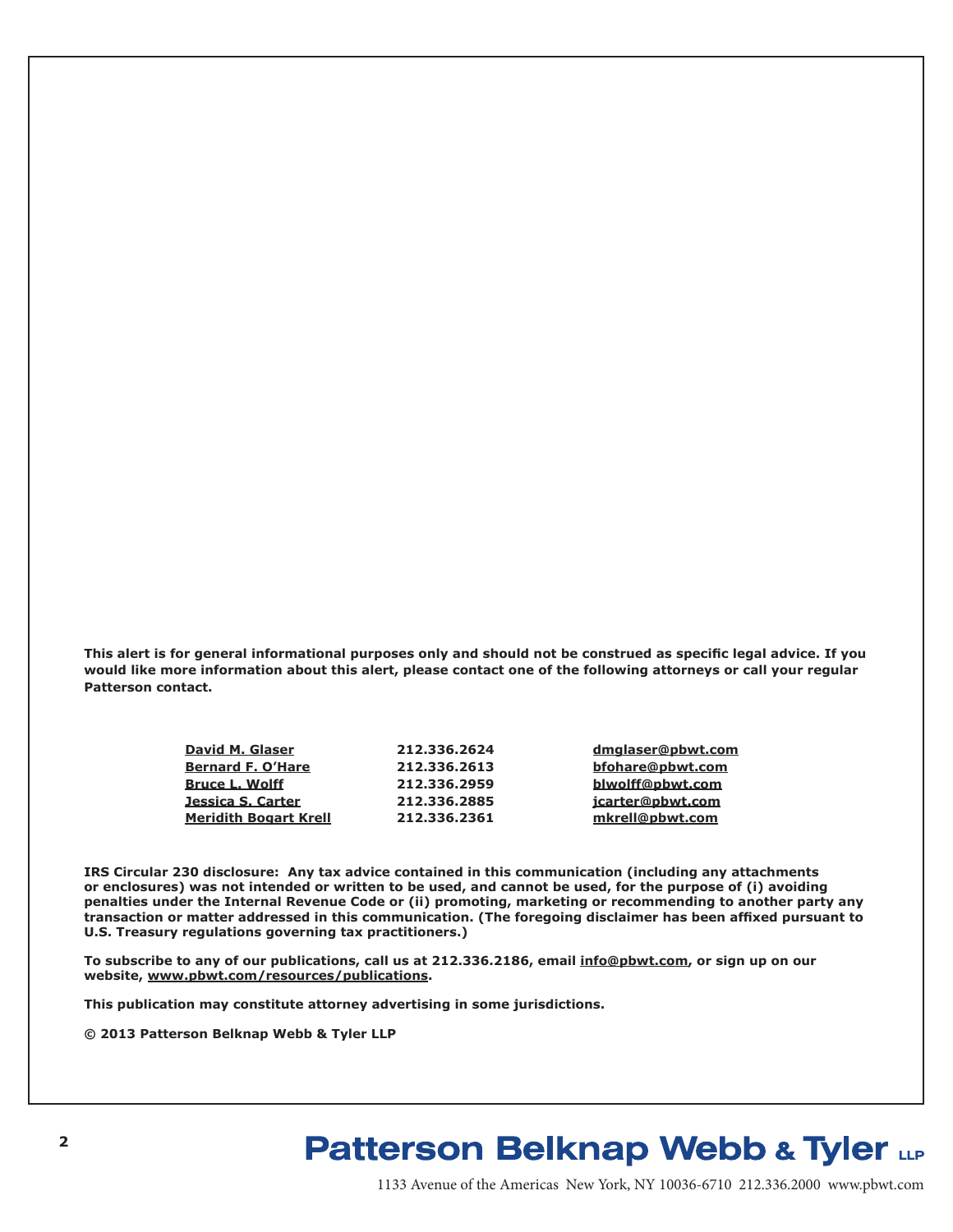**This alert is for general informational purposes only and should not be construed as specific legal advice. If you would like more information about this alert, please contact one of the following attorneys or call your regular Patterson contact.**

| | | |
|---|---|---|
| **David M. Glaser** | **212.336.2624** | **dmglaser@pbwt.com** |
| **Bernard F. O'Hare** | **212.336.2613** | **bfohare@pbwt.com** |
| **Bruce L. Wolff** | **212.336.2959** | **blwolff@pbwt.com** |
| **Jessica S. Carter** | **212.336.2885** | **jcarter@pbwt.com** |
| **Meridith Bogart Krell** | **212.336.2361** | **mkrell@pbwt.com** |

**IRS Circular 230 disclosure: Any tax advice contained in this communication (including any attachments or enclosures) was not intended or written to be used, and cannot be used, for the purpose of (i) avoiding penalties under the Internal Revenue Code or (ii) promoting, marketing or recommending to another party any transaction or matter addressed in this communication. (The foregoing disclaimer has been affixed pursuant to U.S. Treasury regulations governing tax practitioners.)**

**To subscribe to any of our publications, call us at 212.336.2186, email info@pbwt.com, or sign up on our website, www.pbwt.com/resources/publications.**

**This publication may constitute attorney advertising in some jurisdictions.**

**© 2013 Patterson Belknap Webb & Tyler LLP**

**Patterson Belknap Webb & Tyler LLP**

1133 Avenue of the Americas New York, NY 10036-6710 212.336.2000 www.pbwt.com